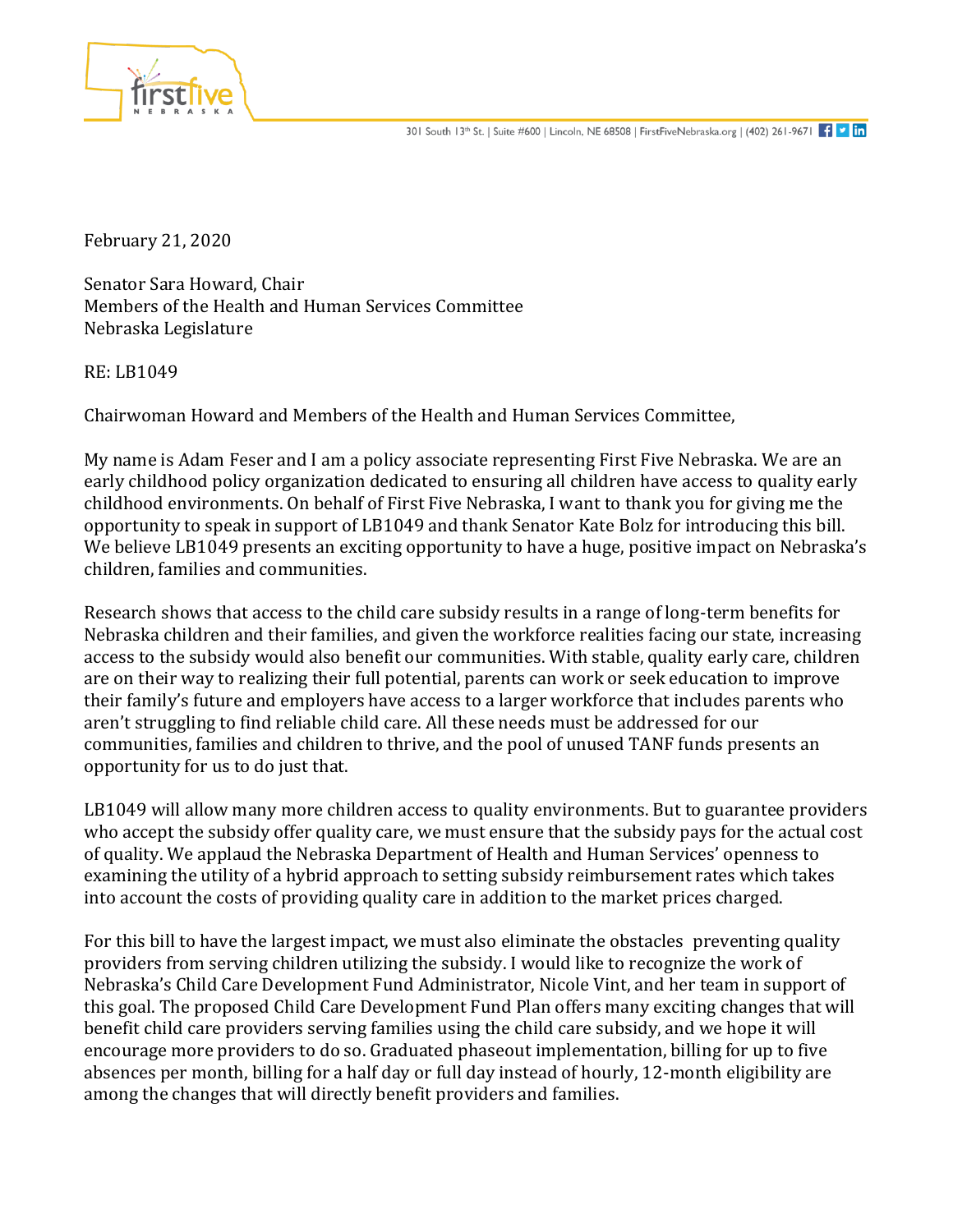301 South 13th St. | Suite #600 | Lincoln, NE 68508 | FirstFiveNebraska.org | (402) 261-9671

February 21, 2020

Senator Sara Howard, Chair
Members of the Health and Human Services Committee
Nebraska Legislature

RE: LB1049

Chairwoman Howard and Members of the Health and Human Services Committee,

My name is Adam Feser and I am a policy associate representing First Five Nebraska. We are an early childhood policy organization dedicated to ensuring all children have access to quality early childhood environments. On behalf of First Five Nebraska, I want to thank you for giving me the opportunity to speak in support of LB1049 and thank Senator Kate Bolz for introducing this bill. We believe LB1049 presents an exciting opportunity to have a huge, positive impact on Nebraska's children, families and communities.

Research shows that access to the child care subsidy results in a range of long-term benefits for Nebraska children and their families, and given the workforce realities facing our state, increasing access to the subsidy would also benefit our communities. With stable, quality early care, children are on their way to realizing their full potential, parents can work or seek education to improve their family's future and employers have access to a larger workforce that includes parents who aren't struggling to find reliable child care. All these needs must be addressed for our communities, families and children to thrive, and the pool of unused TANF funds presents an opportunity for us to do just that.

LB1049 will allow many more children access to quality environments. But to guarantee providers who accept the subsidy offer quality care, we must ensure that the subsidy pays for the actual cost of quality. We applaud the Nebraska Department of Health and Human Services' openness to examining the utility of a hybrid approach to setting subsidy reimbursement rates which takes into account the costs of providing quality care in addition to the market prices charged.

For this bill to have the largest impact, we must also eliminate the obstacles preventing quality providers from serving children utilizing the subsidy. I would like to recognize the work of Nebraska's Child Care Development Fund Administrator, Nicole Vint, and her team in support of this goal. The proposed Child Care Development Fund Plan offers many exciting changes that will benefit child care providers serving families using the child care subsidy, and we hope it will encourage more providers to do so. Graduated phaseout implementation, billing for up to five absences per month, billing for a half day or full day instead of hourly, 12-month eligibility are among the changes that will directly benefit providers and families.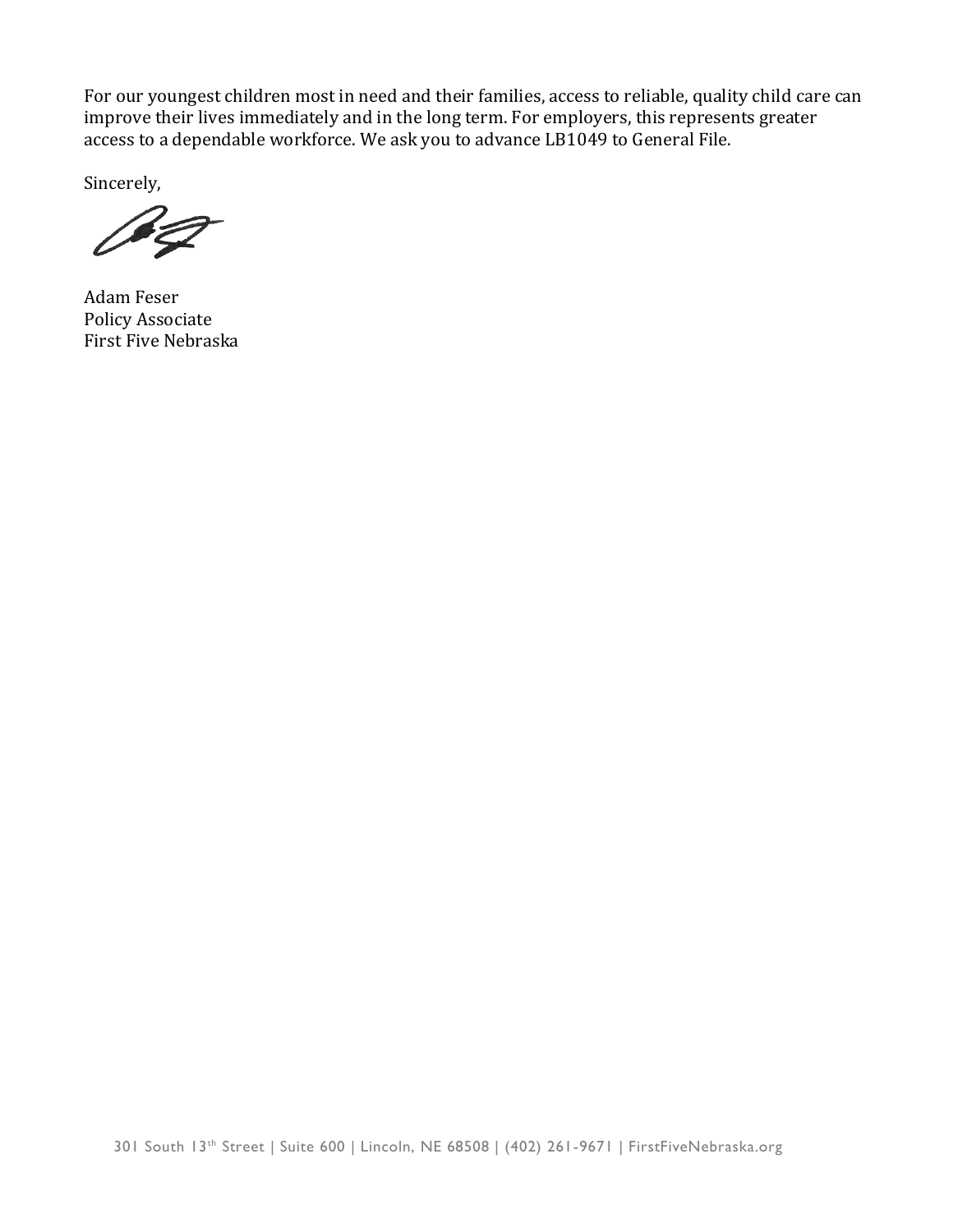For our youngest children most in need and their families, access to reliable, quality child care can improve their lives immediately and in the long term. For employers, this represents greater access to a dependable workforce. We ask you to advance LB1049 to General File.

Sincerely,

Adam Feser
Policy Associate
First Five Nebraska

301 South 13th Street | Suite 600 | Lincoln, NE 68508 | (402) 261-9671 | FirstFiveNebraska.org